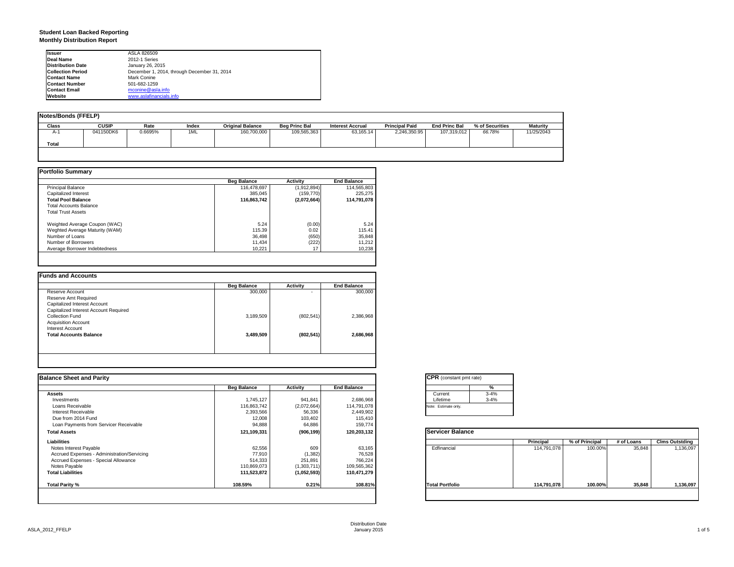# Student Loan Backed Reporting
## Monthly Distribution Report

| | |
|---|---|
| **Issuer** | ASLA 826509 |
| **Deal Name** | 2012-1 Series |
| **Distribution Date** | January 26, 2015 |
| **Collection Period** | December 1, 2014, through December 31, 2014 |
| **Contact Name** | Mark Conine |
| **Contact Number** | 501-682-1259 |
| **Contact Email** | mconine@asla.info |
| **Website** | www.aslafinancials.info |

### Notes/Bonds (FFELP)

| Class | CUSIP | Rate | Index | Original Balance | Beg Princ Bal | Interest Accrual | Principal Paid | End Princ Bal | % of Securities | Maturity |
|---|---|---|---|---|---|---|---|---|---|---|
| A-1 | 041150DK6 | 0.6695% | 1ML | 160,700,000 | 109,565,363 | 63,165.14 | 2,246,350.95 | 107,319,012 | 66.78% | 11/25/2043 |
| **Total** | | | | | | | | | | |

### Portfolio Summary

| | Beg Balance | Activity | End Balance |
|---|---|---|---|
| Principal Balance | 116,478,697 | (1,912,894) | 114,565,803 |
| Capitalized Interest | 385,045 | (159,770) | 225,275 |
| **Total Pool Balance** | **116,863,742** | **(2,072,664)** | **114,791,078** |
| Total Accounts Balance | | | |
| Total Trust Assets | | | |
| | | | |
| Weighted Average Coupon (WAC) | 5.24 | (0.00) | 5.24 |
| Weghted Average Maturity (WAM) | 115.39 | 0.02 | 115.41 |
| Number of Loans | 36,498 | (650) | 35,848 |
| Number of Borrowers | 11,434 | (222) | 11,212 |
| Average Borrower Indebtedness | 10,221 | 17 | 10,238 |

### Funds and Accounts

| | Beg Balance | Activity | End Balance |
|---|---|---|---|
| Reserve Account | 300,000 | - | 300,000 |
| Reserve Amt Required | | | |
| Capitalized Interest Account | | | |
| Capitalized Interest Account Required | | | |
| Collection Fund | 3,189,509 | (802,541) | 2,386,968 |
| Acquisition Account | | | |
| Interest Account | | | |
| **Total Accounts Balance** | **3,489,509** | **(802,541)** | **2,686,968** |

### Balance Sheet and Parity

| | Beg Balance | Activity | End Balance |
|---|---|---|---|
| **Assets** | | | |
| Investments | 1,745,127 | 941,841 | 2,686,968 |
| Loans Receivable | 116,863,742 | (2,072,664) | 114,791,078 |
| Interest Receivable | 2,393,566 | 56,336 | 2,449,902 |
| Due from 2014 Fund | 12,008 | 103,402 | 115,410 |
| Loan Payments from Servicer Receivable | 94,888 | 64,886 | 159,774 |
| **Total Assets** | **121,109,331** | **(906,199)** | **120,203,132** |
| **Liabilities** | | | |
| Notes Interest Payable | 62,556 | 609 | 63,165 |
| Accrued Expenses - Administration/Servicing | 77,910 | (1,382) | 76,528 |
| Accrued Expenses - Special Allowance | 514,333 | 251,891 | 766,224 |
| Notes Payable | 110,869,073 | (1,303,711) | 109,565,362 |
| **Total Liabilities** | **111,523,872** | **(1,052,593)** | **110,471,279** |
| | | | |
| **Total Parity %** | **108.59%** | **0.21%** | **108.81%** |

### CPR (constant pmt rate)

| | % |
|---|---|
| Current | 3-4% |
| Lifetime | 3-4% |

Note: Estimate only.

### Servicer Balance

| | Principal | % of Principal | # of Loans | Clms Outstding |
|---|---|---|---|---|
| Edfinancial | 114,791,078 | 100.00% | 35,848 | 1,136,097 |
| **Total Portfolio** | **114,791,078** | **100.00%** | **35,848** | **1,136,097** |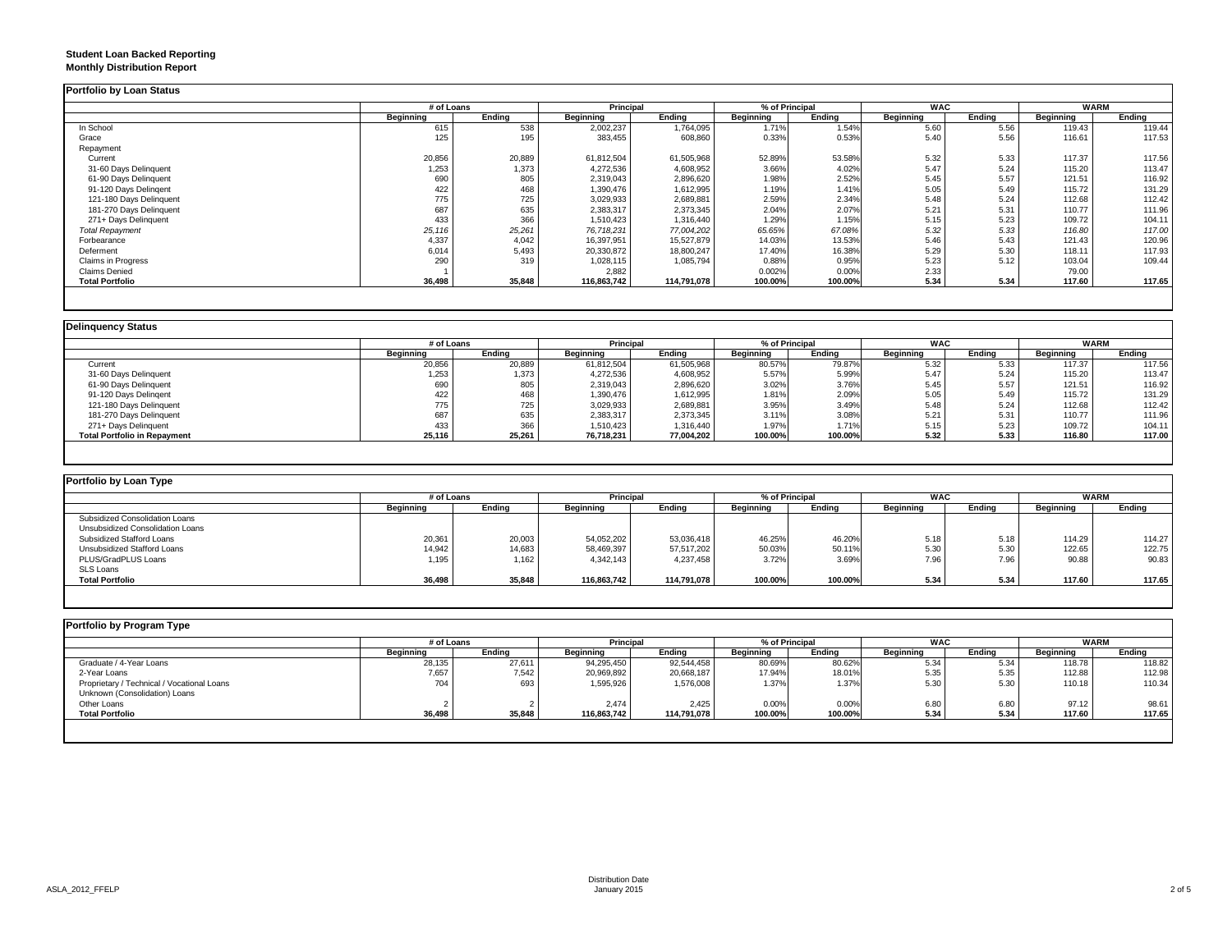**Student Loan Backed Reporting**
**Monthly Distribution Report**

## Portfolio by Loan Status

| | # of Loans | | Principal | | % of Principal | | WAC | | WARM | |
|---|---|---|---|---|---|---|---|---|---|---|
| | Beginning | Ending | Beginning | Ending | Beginning | Ending | Beginning | Ending | Beginning | Ending |
| In School | 615 | 538 | 2,002,237 | 1,764,095 | 1.71% | 1.54% | 5.60 | 5.56 | 119.43 | 119.44 |
| Grace | 125 | 195 | 383,455 | 608,860 | 0.33% | 0.53% | 5.40 | 5.56 | 116.61 | 117.53 |
| Repayment | | | | | | | | | | |
| Current | 20,856 | 20,889 | 61,812,504 | 61,505,968 | 52.89% | 53.58% | 5.32 | 5.33 | 117.37 | 117.56 |
| 31-60 Days Delinquent | 1,253 | 1,373 | 4,272,536 | 4,608,952 | 3.66% | 4.02% | 5.47 | 5.24 | 115.20 | 113.47 |
| 61-90 Days Delinquent | 690 | 805 | 2,319,043 | 2,896,620 | 1.98% | 2.52% | 5.45 | 5.57 | 121.51 | 116.92 |
| 91-120 Days Delingent | 422 | 468 | 1,390,476 | 1,612,995 | 1.19% | 1.41% | 5.05 | 5.49 | 115.72 | 131.29 |
| 121-180 Days Delinquent | 775 | 725 | 3,029,933 | 2,689,881 | 2.59% | 2.34% | 5.48 | 5.24 | 112.68 | 112.42 |
| 181-270 Days Delinquent | 687 | 635 | 2,383,317 | 2,373,345 | 2.04% | 2.07% | 5.21 | 5.31 | 110.77 | 111.96 |
| 271+ Days Delinquent | 433 | 366 | 1,510,423 | 1,316,440 | 1.29% | 1.15% | 5.15 | 5.23 | 109.72 | 104.11 |
| *Total Repayment* | *25,116* | *25,261* | *76,718,231* | *77,004,202* | *65.65%* | *67.08%* | *5.32* | *5.33* | *116.80* | *117.00* |
| Forbearance | 4,337 | 4,042 | 16,397,951 | 15,527,879 | 14.03% | 13.53% | 5.46 | 5.43 | 121.43 | 120.96 |
| Deferment | 6,014 | 5,493 | 20,330,872 | 18,800,247 | 17.40% | 16.38% | 5.29 | 5.30 | 118.11 | 117.93 |
| Claims in Progress | 290 | 319 | 1,028,115 | 1,085,794 | 0.88% | 0.95% | 5.23 | 5.12 | 103.04 | 109.44 |
| Claims Denied | 1 | | 2,882 | | 0.002% | 0.00% | 2.33 | | 79.00 | |
| **Total Portfolio** | **36,498** | **35,848** | **116,863,742** | **114,791,078** | **100.00%** | **100.00%** | **5.34** | **5.34** | **117.60** | **117.65** |

## Delinquency Status

| | # of Loans | | Principal | | % of Principal | | WAC | | WARM | |
|---|---|---|---|---|---|---|---|---|---|---|
| | Beginning | Ending | Beginning | Ending | Beginning | Ending | Beginning | Ending | Beginning | Ending |
| Current | 20,856 | 20,889 | 61,812,504 | 61,505,968 | 80.57% | 79.87% | 5.32 | 5.33 | 117.37 | 117.56 |
| 31-60 Days Delinquent | 1,253 | 1,373 | 4,272,536 | 4,608,952 | 5.57% | 5.99% | 5.47 | 5.24 | 115.20 | 113.47 |
| 61-90 Days Delinquent | 690 | 805 | 2,319,043 | 2,896,620 | 3.02% | 3.76% | 5.45 | 5.57 | 121.51 | 116.92 |
| 91-120 Days Delingent | 422 | 468 | 1,390,476 | 1,612,995 | 1.81% | 2.09% | 5.05 | 5.49 | 115.72 | 131.29 |
| 121-180 Days Delinquent | 775 | 725 | 3,029,933 | 2,689,881 | 3.95% | 3.49% | 5.48 | 5.24 | 112.68 | 112.42 |
| 181-270 Days Delinquent | 687 | 635 | 2,383,317 | 2,373,345 | 3.11% | 3.08% | 5.21 | 5.31 | 110.77 | 111.96 |
| 271+ Days Delinquent | 433 | 366 | 1,510,423 | 1,316,440 | 1.97% | 1.71% | 5.15 | 5.23 | 109.72 | 104.11 |
| **Total Portfolio in Repayment** | **25,116** | **25,261** | **76,718,231** | **77,004,202** | **100.00%** | **100.00%** | **5.32** | **5.33** | **116.80** | **117.00** |

## Portfolio by Loan Type

| | # of Loans | | Principal | | % of Principal | | WAC | | WARM | |
|---|---|---|---|---|---|---|---|---|---|---|
| | Beginning | Ending | Beginning | Ending | Beginning | Ending | Beginning | Ending | Beginning | Ending |
| Subsidized Consolidation Loans | | | | | | | | | | |
| Unsubsidized Consolidation Loans | | | | | | | | | | |
| Subsidized Stafford Loans | 20,361 | 20,003 | 54,052,202 | 53,036,418 | 46.25% | 46.20% | 5.18 | 5.18 | 114.29 | 114.27 |
| Unsubsidized Stafford Loans | 14,942 | 14,683 | 58,469,397 | 57,517,202 | 50.03% | 50.11% | 5.30 | 5.30 | 122.65 | 122.75 |
| PLUS/GradPLUS Loans | 1,195 | 1,162 | 4,342,143 | 4,237,458 | 3.72% | 3.69% | 7.96 | 7.96 | 90.88 | 90.83 |
| SLS Loans | | | | | | | | | | |
| **Total Portfolio** | **36,498** | **35,848** | **116,863,742** | **114,791,078** | **100.00%** | **100.00%** | **5.34** | **5.34** | **117.60** | **117.65** |

## Portfolio by Program Type

| | # of Loans | | Principal | | % of Principal | | WAC | | WARM | |
|---|---|---|---|---|---|---|---|---|---|---|
| | Beginning | Ending | Beginning | Ending | Beginning | Ending | Beginning | Ending | Beginning | Ending |
| Graduate / 4-Year Loans | 28,135 | 27,611 | 94,295,450 | 92,544,458 | 80.69% | 80.62% | 5.34 | 5.34 | 118.78 | 118.82 |
| 2-Year Loans | 7,657 | 7,542 | 20,969,892 | 20,668,187 | 17.94% | 18.01% | 5.35 | 5.35 | 112.88 | 112.98 |
| Proprietary / Technical / Vocational Loans | 704 | 693 | 1,595,926 | 1,576,008 | 1.37% | 1.37% | 5.30 | 5.30 | 110.18 | 110.34 |
| Unknown (Consolidation) Loans | | | | | | | | | | |
| Other Loans | 2 | 2 | 2,474 | 2,425 | 0.00% | 0.00% | 6.80 | 6.80 | 97.12 | 98.61 |
| **Total Portfolio** | **36,498** | **35,848** | **116,863,742** | **114,791,078** | **100.00%** | **100.00%** | **5.34** | **5.34** | **117.60** | **117.65** |

Distribution Date
January 2015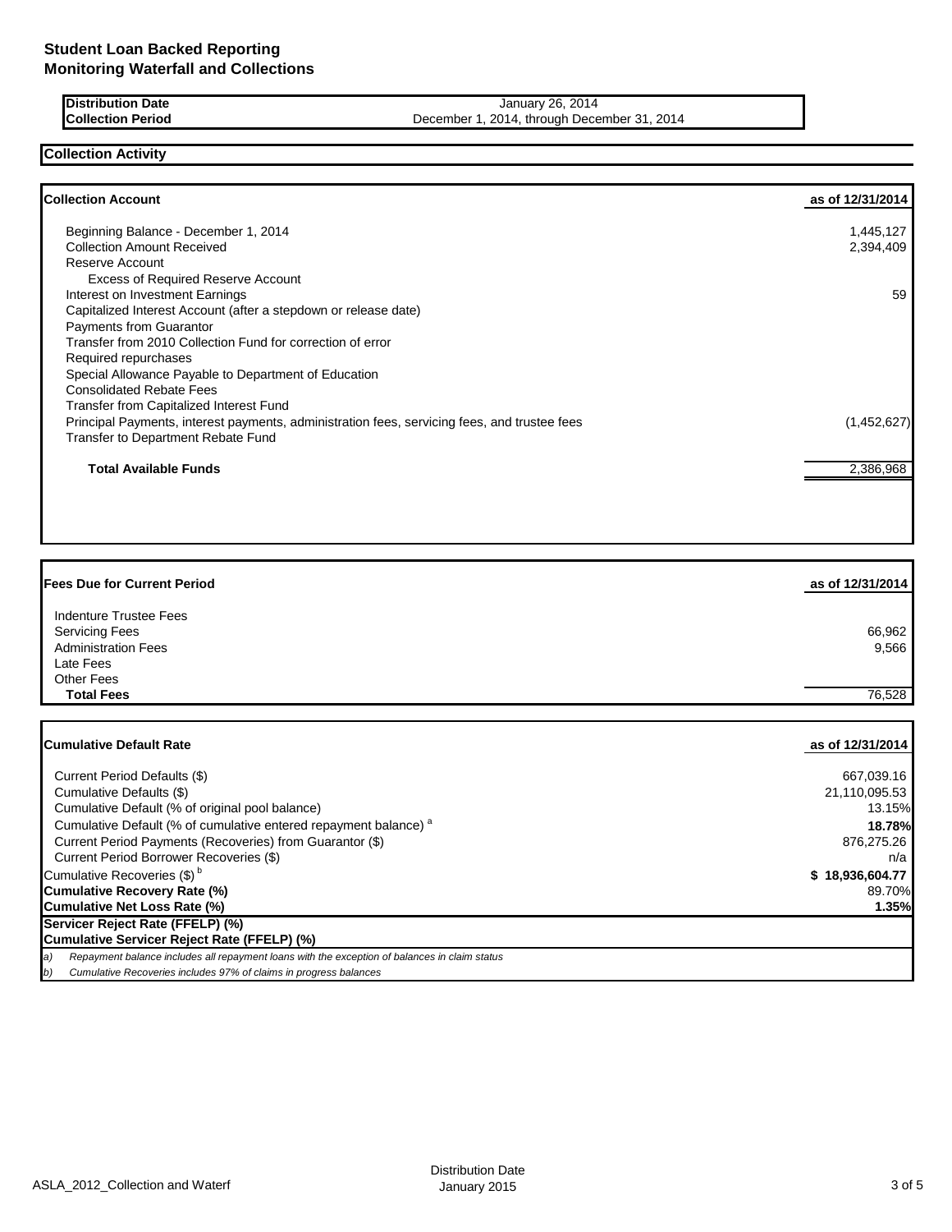# Student Loan Backed Reporting
## Monitoring Waterfall and Collections

| | |
|---|---|
| **Distribution Date** | January 26, 2014 |
| **Collection Period** | December 1, 2014, through December 31, 2014 |

## Collection Activity

| **Collection Account** | **as of 12/31/2014** |
|---|---|
| Beginning Balance - December 1, 2014 | 1,445,127 |
| Collection Amount Received | 2,394,409 |
| Reserve Account | |
| Excess of Required Reserve Account | |
| Interest on Investment Earnings | 59 |
| Capitalized Interest Account (after a stepdown or release date) | |
| Payments from Guarantor | |
| Transfer from 2010 Collection Fund for correction of error | |
| Required repurchases | |
| Special Allowance Payable to Department of Education | |
| Consolidated Rebate Fees | |
| Transfer from Capitalized Interest Fund | |
| Principal Payments, interest payments, administration fees, servicing fees, and trustee fees | (1,452,627) |
| Transfer to Department Rebate Fund | |
| **Total Available Funds** | 2,386,968 |

| **Fees Due for Current Period** | **as of 12/31/2014** |
|---|---|
| Indenture Trustee Fees | |
| Servicing Fees | 66,962 |
| Administration Fees | 9,566 |
| Late Fees | |
| Other Fees | |
| **Total Fees** | 76,528 |

| **Cumulative Default Rate** | **as of 12/31/2014** |
|---|---|
| Current Period Defaults ($) | 667,039.16 |
| Cumulative Defaults ($) | 21,110,095.53 |
| Cumulative Default (% of original pool balance) | 13.15% |
| Cumulative Default (% of cumulative entered repayment balance) [a] | **18.78%** |
| Current Period Payments (Recoveries) from Guarantor ($) | 876,275.26 |
| Current Period Borrower Recoveries ($) | n/a |
| Cumulative Recoveries ($) [b] | **$ 18,936,604.77** |
| **Cumulative Recovery Rate (%)** | 89.70% |
| **Cumulative Net Loss Rate (%)** | **1.35%** |
| **Servicer Reject Rate (FFELP) (%)** | |
| **Cumulative Servicer Reject Rate (FFELP) (%)** | |

*a) Repayment balance includes all repayment loans with the exception of balances in claim status*

*b) Cumulative Recoveries includes 97% of claims in progress balances*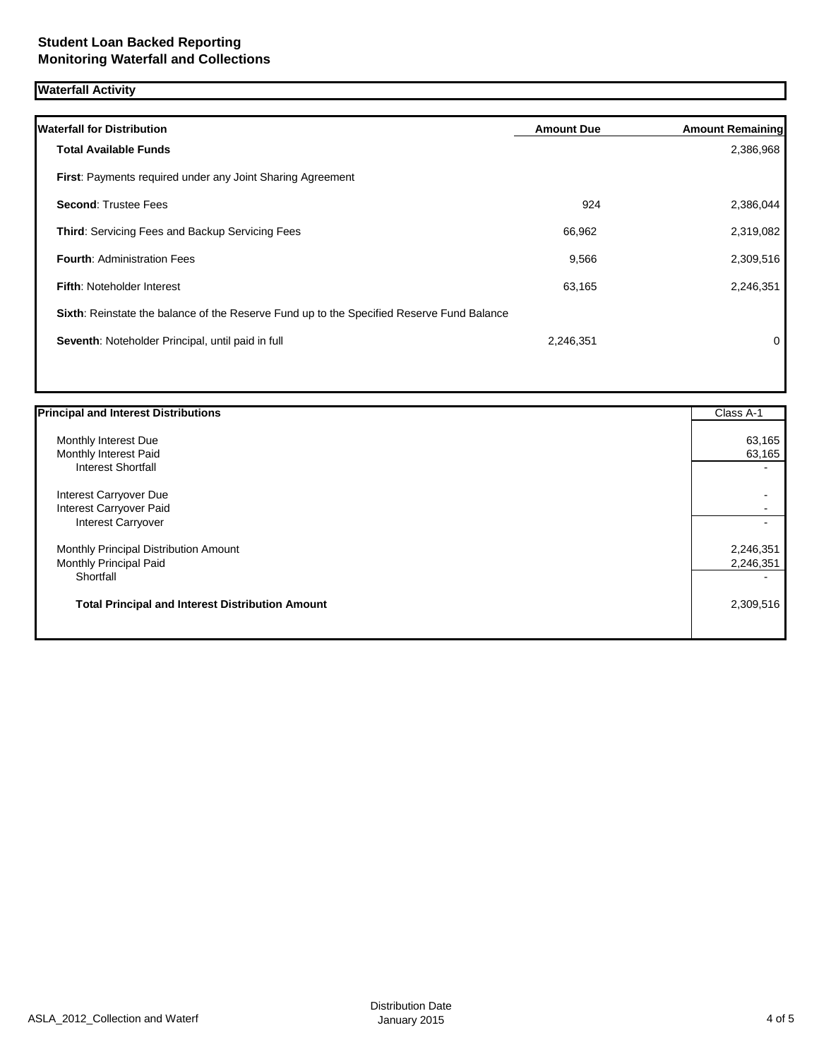# Student Loan Backed Reporting
# Monitoring Waterfall and Collections

## Waterfall Activity

| Waterfall for Distribution | Amount Due | Amount Remaining |
|---|---|---|
| **Total Available Funds** | | 2,386,968 |
| **First**: Payments required under any Joint Sharing Agreement | | |
| **Second**: Trustee Fees | 924 | 2,386,044 |
| **Third**: Servicing Fees and Backup Servicing Fees | 66,962 | 2,319,082 |
| **Fourth**: Administration Fees | 9,566 | 2,309,516 |
| **Fifth**: Noteholder Interest | 63,165 | 2,246,351 |
| **Sixth**: Reinstate the balance of the Reserve Fund up to the Specified Reserve Fund Balance | | |
| **Seventh**: Noteholder Principal, until paid in full | 2,246,351 | 0 |

| Principal and Interest Distributions | Class A-1 |
|---|---|
| Monthly Interest Due | 63,165 |
| Monthly Interest Paid | 63,165 |
| Interest Shortfall | - |
| Interest Carryover Due | - |
| Interest Carryover Paid | - |
| Interest Carryover | - |
| Monthly Principal Distribution Amount | 2,246,351 |
| Monthly Principal Paid | 2,246,351 |
| Shortfall | - |
| **Total Principal and Interest Distribution Amount** | 2,309,516 |

ASLA_2012_Collection and Waterf

Distribution Date January 2015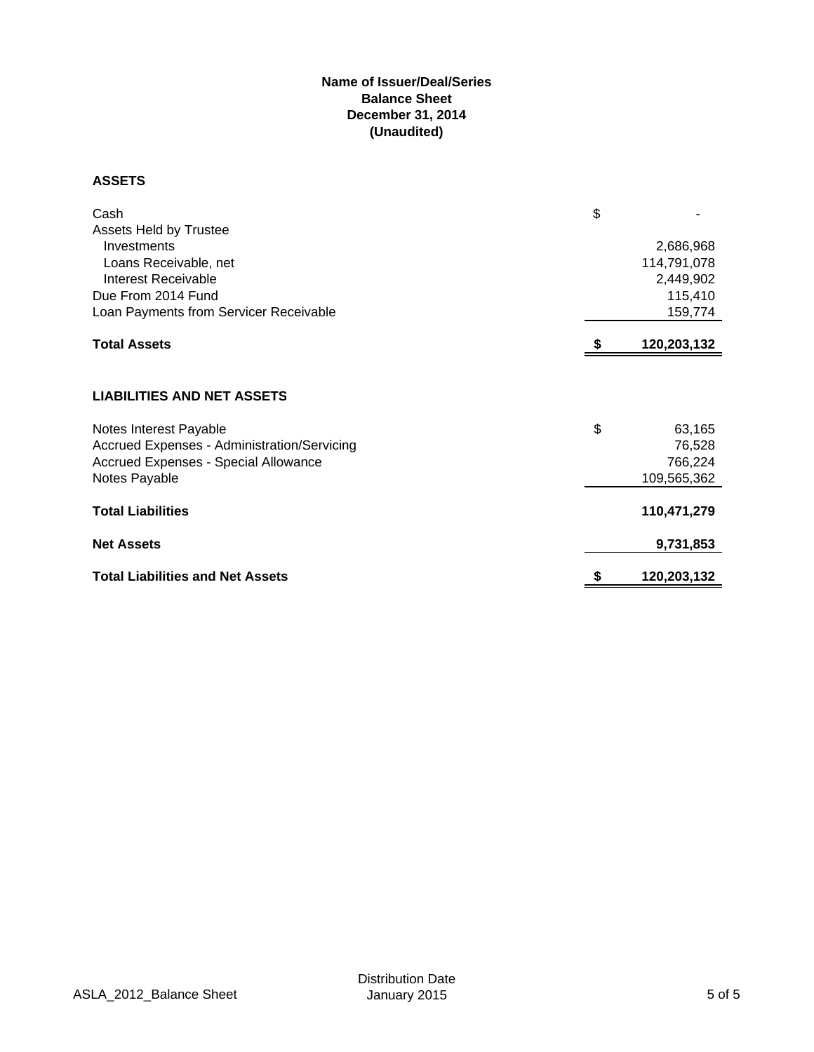**Name of Issuer/Deal/Series**
**Balance Sheet**
**December 31, 2014**
**(Unaudited)**

**ASSETS**

| | | |
|---|---|---|
| Cash | $ | - |
| Assets Held by Trustee | | |
| Investments | | 2,686,968 |
| Loans Receivable, net | | 114,791,078 |
| Interest Receivable | | 2,449,902 |
| Due From 2014 Fund | | 115,410 |
| Loan Payments from Servicer Receivable | | 159,774 |
| **Total Assets** | **$** | **120,203,132** |

**LIABILITIES AND NET ASSETS**

| | | |
|---|---|---|
| Notes Interest Payable | $ | 63,165 |
| Accrued Expenses - Administration/Servicing | | 76,528 |
| Accrued Expenses - Special Allowance | | 766,224 |
| Notes Payable | | 109,565,362 |
| **Total Liabilities** | | **110,471,279** |
| **Net Assets** | | **9,731,853** |
| **Total Liabilities and Net Assets** | **$** | **120,203,132** |

ASLA_2012_Balance Sheet

Distribution Date
January 2015